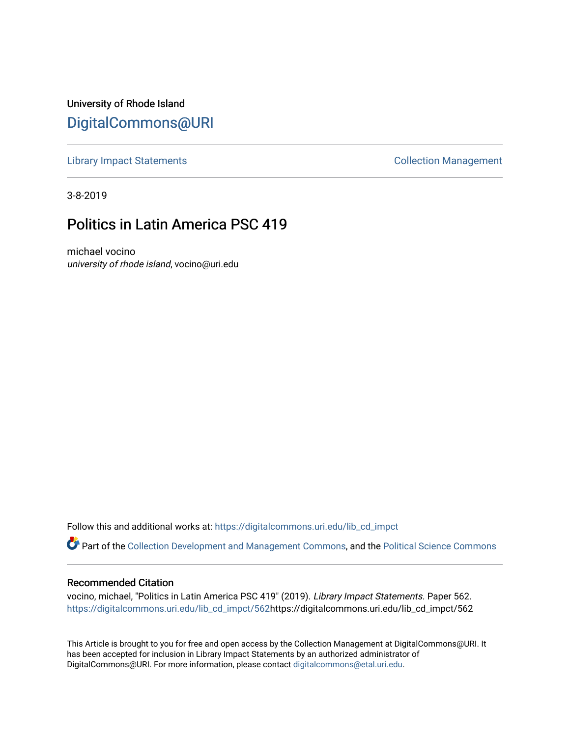University of Rhode Island

# DigitalCommons@URI

Library Impact Statements | Collection Management

3-8-2019

## Politics in Latin America PSC 419

michael vocino
*university of rhode island*, vocino@uri.edu

Follow this and additional works at: https://digitalcommons.uri.edu/lib_cd_impct

Part of the Collection Development and Management Commons, and the Political Science Commons

### Recommended Citation

vocino, michael, "Politics in Latin America PSC 419" (2019). *Library Impact Statements.* Paper 562.
https://digitalcommons.uri.edu/lib_cd_impct/562https://digitalcommons.uri.edu/lib_cd_impct/562

This Article is brought to you for free and open access by the Collection Management at DigitalCommons@URI. It has been accepted for inclusion in Library Impact Statements by an authorized administrator of DigitalCommons@URI. For more information, please contact digitalcommons@etal.uri.edu.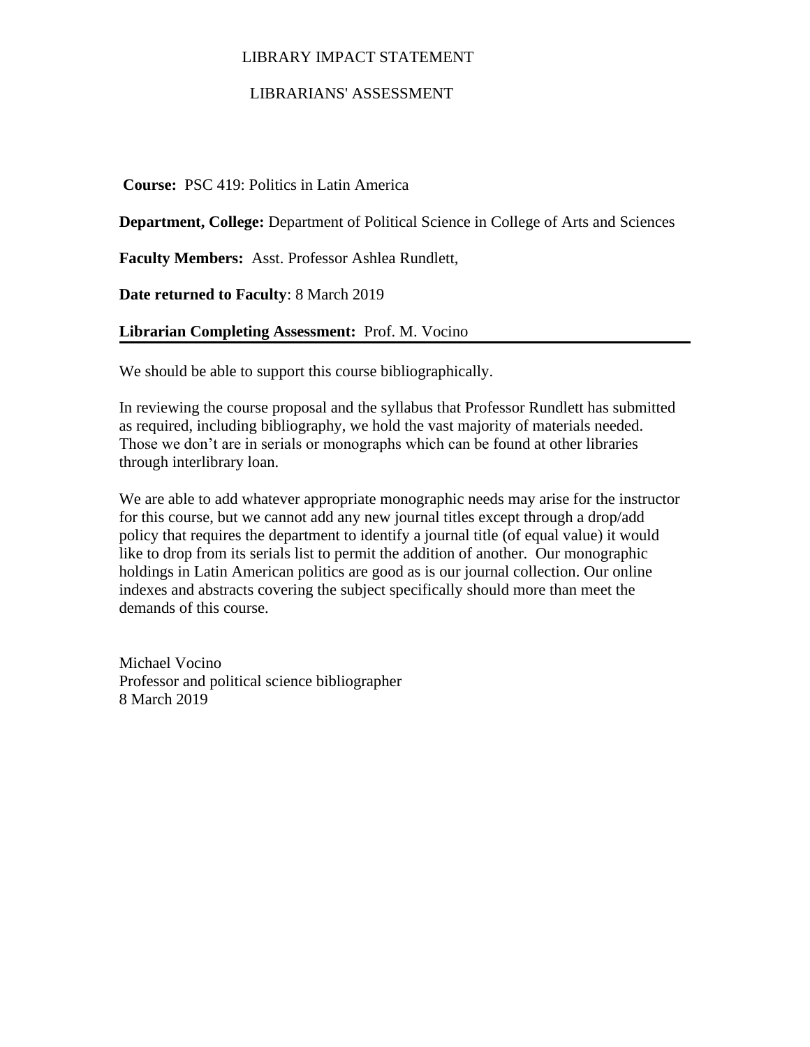LIBRARY IMPACT STATEMENT

LIBRARIANS' ASSESSMENT

**Course:** PSC 419: Politics in Latin America

**Department, College:** Department of Political Science in College of Arts and Sciences

**Faculty Members:** Asst. Professor Ashlea Rundlett,

**Date returned to Faculty**: 8 March 2019

**Librarian Completing Assessment:** Prof. M. Vocino

---

We should be able to support this course bibliographically.

In reviewing the course proposal and the syllabus that Professor Rundlett has submitted as required, including bibliography, we hold the vast majority of materials needed. Those we don't are in serials or monographs which can be found at other libraries through interlibrary loan.

We are able to add whatever appropriate monographic needs may arise for the instructor for this course, but we cannot add any new journal titles except through a drop/add policy that requires the department to identify a journal title (of equal value) it would like to drop from its serials list to permit the addition of another. Our monographic holdings in Latin American politics are good as is our journal collection. Our online indexes and abstracts covering the subject specifically should more than meet the demands of this course.

Michael Vocino
Professor and political science bibliographer
8 March 2019